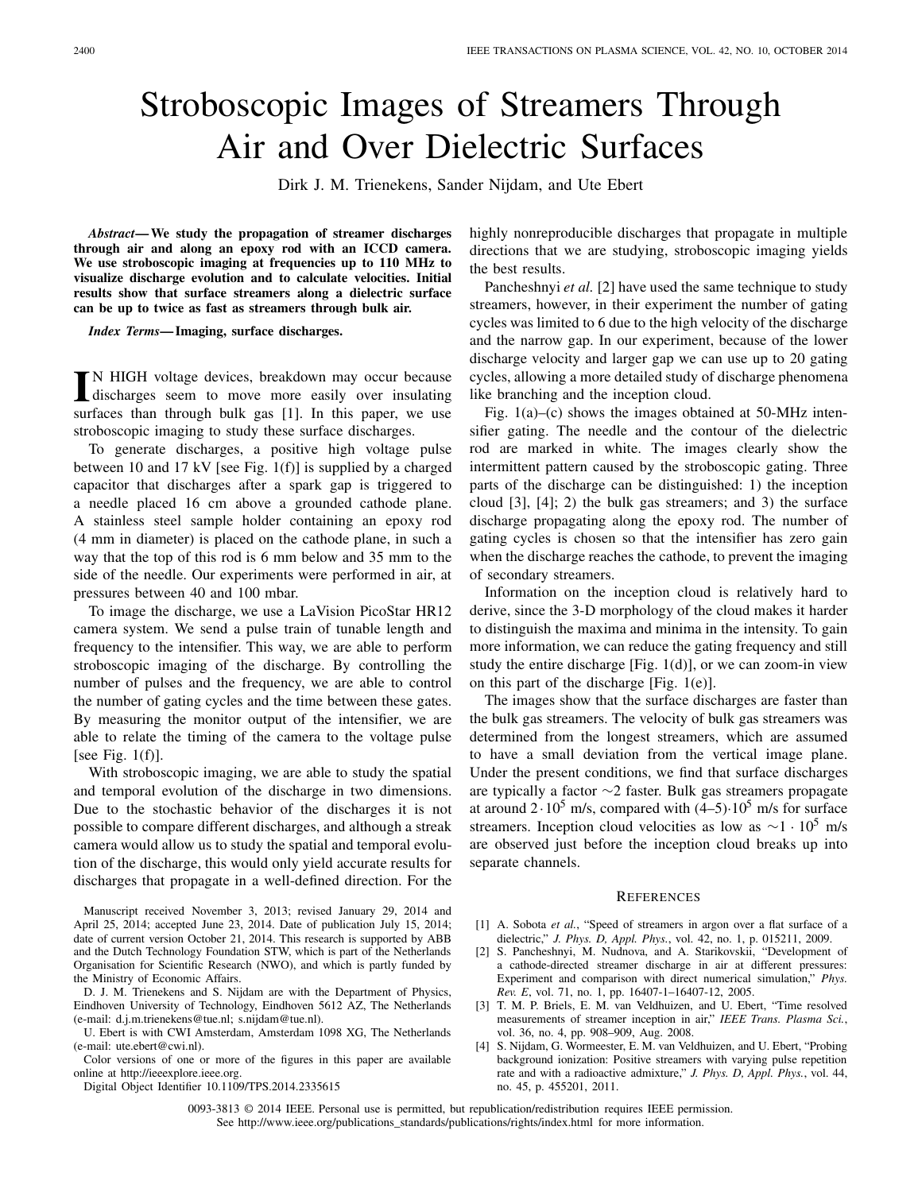# Stroboscopic Images of Streamers Through Air and Over Dielectric Surfaces

Dirk J. M. Trienekens, Sander Nijdam, and Ute Ebert

***Abstract*— We study the propagation of streamer discharges through air and along an epoxy rod with an ICCD camera. We use stroboscopic imaging at frequencies up to 110 MHz to visualize discharge evolution and to calculate velocities. Initial results show that surface streamers along a dielectric surface can be up to twice as fast as streamers through bulk air.**

***Index Terms*— Imaging, surface discharges.**

IN HIGH voltage devices, breakdown may occur because discharges seem to move more easily over insulating surfaces than through bulk gas [1]. In this paper, we use stroboscopic imaging to study these surface discharges.

To generate discharges, a positive high voltage pulse between 10 and 17 kV [see Fig. 1(f)] is supplied by a charged capacitor that discharges after a spark gap is triggered to a needle placed 16 cm above a grounded cathode plane. A stainless steel sample holder containing an epoxy rod (4 mm in diameter) is placed on the cathode plane, in such a way that the top of this rod is 6 mm below and 35 mm to the side of the needle. Our experiments were performed in air, at pressures between 40 and 100 mbar.

To image the discharge, we use a LaVision PicoStar HR12 camera system. We send a pulse train of tunable length and frequency to the intensifier. This way, we are able to perform stroboscopic imaging of the discharge. By controlling the number of pulses and the frequency, we are able to control the number of gating cycles and the time between these gates. By measuring the monitor output of the intensifier, we are able to relate the timing of the camera to the voltage pulse [see Fig. 1(f)].

With stroboscopic imaging, we are able to study the spatial and temporal evolution of the discharge in two dimensions. Due to the stochastic behavior of the discharges it is not possible to compare different discharges, and although a streak camera would allow us to study the spatial and temporal evolution of the discharge, this would only yield accurate results for discharges that propagate in a well-defined direction. For the highly nonreproducible discharges that propagate in multiple directions that we are studying, stroboscopic imaging yields the best results.

Pancheshnyi *et al.* [2] have used the same technique to study streamers, however, in their experiment the number of gating cycles was limited to 6 due to the high velocity of the discharge and the narrow gap. In our experiment, because of the lower discharge velocity and larger gap we can use up to 20 gating cycles, allowing a more detailed study of discharge phenomena like branching and the inception cloud.

Fig. 1(a)–(c) shows the images obtained at 50-MHz intensifier gating. The needle and the contour of the dielectric rod are marked in white. The images clearly show the intermittent pattern caused by the stroboscopic gating. Three parts of the discharge can be distinguished: 1) the inception cloud [3], [4]; 2) the bulk gas streamers; and 3) the surface discharge propagating along the epoxy rod. The number of gating cycles is chosen so that the intensifier has zero gain when the discharge reaches the cathode, to prevent the imaging of secondary streamers.

Information on the inception cloud is relatively hard to derive, since the 3-D morphology of the cloud makes it harder to distinguish the maxima and minima in the intensity. To gain more information, we can reduce the gating frequency and still study the entire discharge [Fig. 1(d)], or we can zoom-in view on this part of the discharge [Fig. 1(e)].

The images show that the surface discharges are faster than the bulk gas streamers. The velocity of bulk gas streamers was determined from the longest streamers, which are assumed to have a small deviation from the vertical image plane. Under the present conditions, we find that surface discharges are typically a factor ~2 faster. Bulk gas streamers propagate at around $2 \cdot 10^5$ m/s, compared with $(4–5) \cdot 10^5$ m/s for surface streamers. Inception cloud velocities as low as $\sim 1 \cdot 10^5$ m/s are observed just before the inception cloud breaks up into separate channels.

Manuscript received November 3, 2013; revised January 29, 2014 and April 25, 2014; accepted June 23, 2014. Date of publication July 15, 2014; date of current version October 21, 2014. This research is supported by ABB and the Dutch Technology Foundation STW, which is part of the Netherlands Organisation for Scientific Research (NWO), and which is partly funded by the Ministry of Economic Affairs.

D. J. M. Trienekens and S. Nijdam are with the Department of Physics, Eindhoven University of Technology, Eindhoven 5612 AZ, The Netherlands (e-mail: d.j.m.trienekens@tue.nl; s.nijdam@tue.nl).

U. Ebert is with CWI Amsterdam, Amsterdam 1098 XG, The Netherlands (e-mail: ute.ebert@cwi.nl).

Color versions of one or more of the figures in this paper are available online at http://ieeexplore.ieee.org.

Digital Object Identifier 10.1109/TPS.2014.2335615

## References

[1] A. Sobota *et al.*, "Speed of streamers in argon over a flat surface of a dielectric," *J. Phys. D, Appl. Phys.*, vol. 42, no. 1, p. 015211, 2009.

[2] S. Pancheshnyi, M. Nudnova, and A. Starikovskii, "Development of a cathode-directed streamer discharge in air at different pressures: Experiment and comparison with direct numerical simulation," *Phys. Rev. E*, vol. 71, no. 1, pp. 16407-1–16407-12, 2005.

[3] T. M. P. Briels, E. M. van Veldhuizen, and U. Ebert, "Time resolved measurements of streamer inception in air," *IEEE Trans. Plasma Sci.*, vol. 36, no. 4, pp. 908–909, Aug. 2008.

[4] S. Nijdam, G. Wormeester, E. M. van Veldhuizen, and U. Ebert, "Probing background ionization: Positive streamers with varying pulse repetition rate and with a radioactive admixture," *J. Phys. D, Appl. Phys.*, vol. 44, no. 45, p. 455201, 2011.

0093-3813 © 2014 IEEE. Personal use is permitted, but republication/redistribution requires IEEE permission. See http://www.ieee.org/publications_standards/publications/rights/index.html for more information.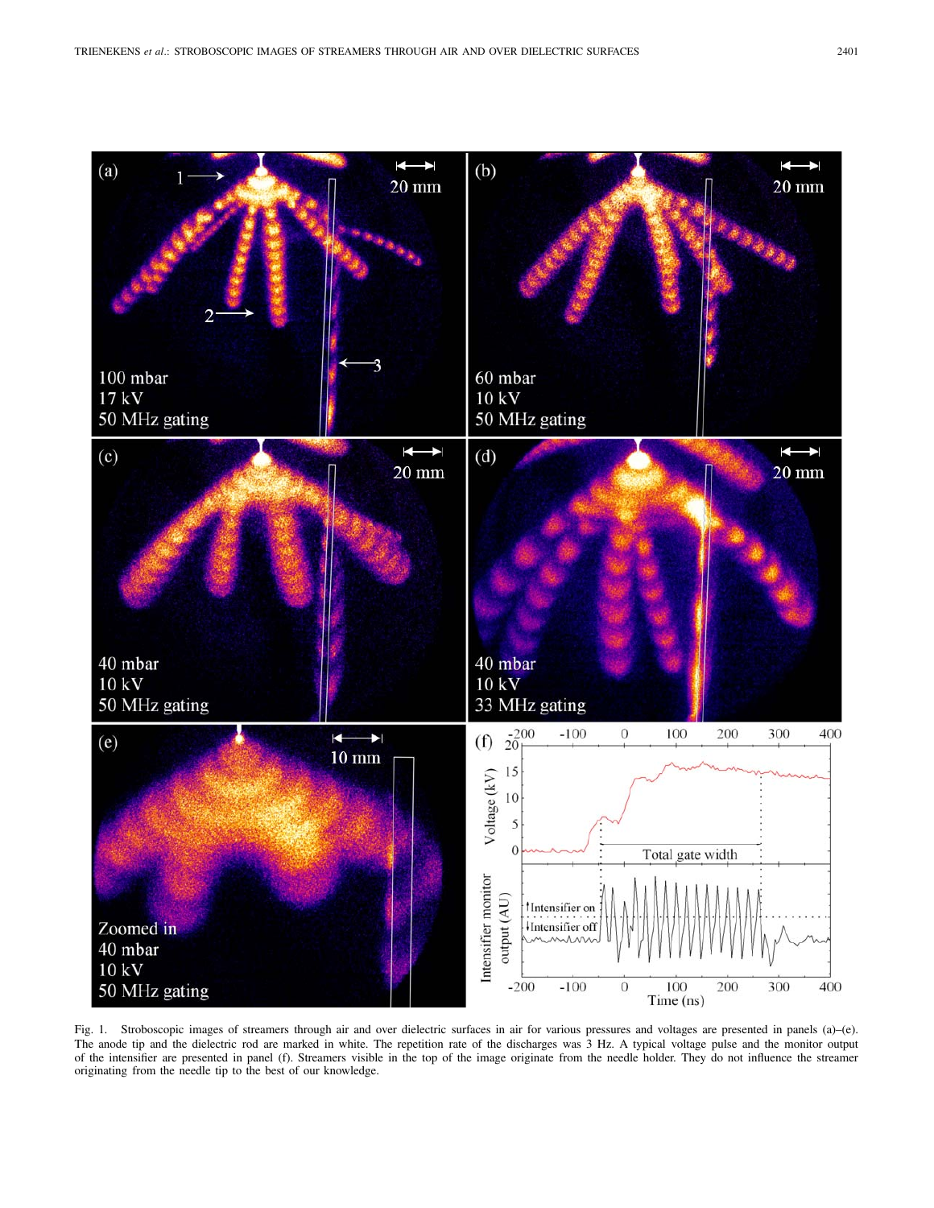(a)

1

2

3

20 mm

100 mbar
17 kV
50 MHz gating

(b)

20 mm

60 mbar
10 kV
50 MHz gating

(c)

20 mm

40 mbar
10 kV
50 MHz gating

(d)

20 mm

40 mbar
10 kV
33 MHz gating

(e)

10 mm

Zoomed in
40 mbar
10 kV
50 MHz gating

(f)

Voltage (kV)

Total gate width

Intensifier monitor output (AU)

Intensifier on
Intensifier off

Time (ns)

-200 -100 0 100 200 300 400

0 5 10 15 20

Fig. 1. Stroboscopic images of streamers through air and over dielectric surfaces in air for various pressures and voltages are presented in panels (a)–(e). The anode tip and the dielectric rod are marked in white. The repetition rate of the discharges was 3 Hz. A typical voltage pulse and the monitor output of the intensifier are presented in panel (f). Streamers visible in the top of the image originate from the needle holder. They do not influence the streamer originating from the needle tip to the best of our knowledge.